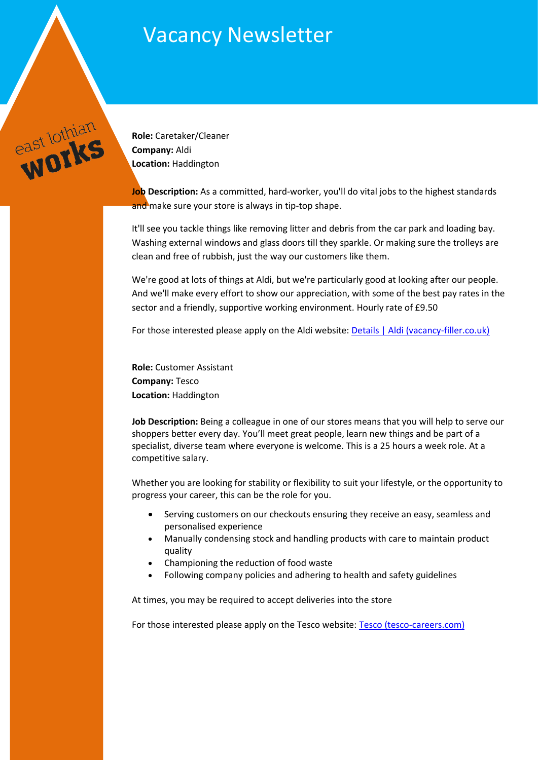# Vacancy Newsletter

east lothian works

**Role:** Caretaker/Cleaner
**Company:** Aldi
**Location:** Haddington

**Job Description:** As a committed, hard-worker, you'll do vital jobs to the highest standards and make sure your store is always in tip-top shape.

It'll see you tackle things like removing litter and debris from the car park and loading bay. Washing external windows and glass doors till they sparkle. Or making sure the trolleys are clean and free of rubbish, just the way our customers like them.

We're good at lots of things at Aldi, but we're particularly good at looking after our people. And we'll make every effort to show our appreciation, with some of the best pay rates in the sector and a friendly, supportive working environment. Hourly rate of £9.50

For those interested please apply on the Aldi website: [Details | Aldi (vacancy-filler.co.uk)]

**Role:** Customer Assistant
**Company:** Tesco
**Location:** Haddington

**Job Description:** Being a colleague in one of our stores means that you will help to serve our shoppers better every day. You'll meet great people, learn new things and be part of a specialist, diverse team where everyone is welcome. This is a 25 hours a week role. At a competitive salary.

Whether you are looking for stability or flexibility to suit your lifestyle, or the opportunity to progress your career, this can be the role for you.

- Serving customers on our checkouts ensuring they receive an easy, seamless and personalised experience
- Manually condensing stock and handling products with care to maintain product quality
- Championing the reduction of food waste
- Following company policies and adhering to health and safety guidelines

At times, you may be required to accept deliveries into the store

For those interested please apply on the Tesco website: [Tesco (tesco-careers.com)]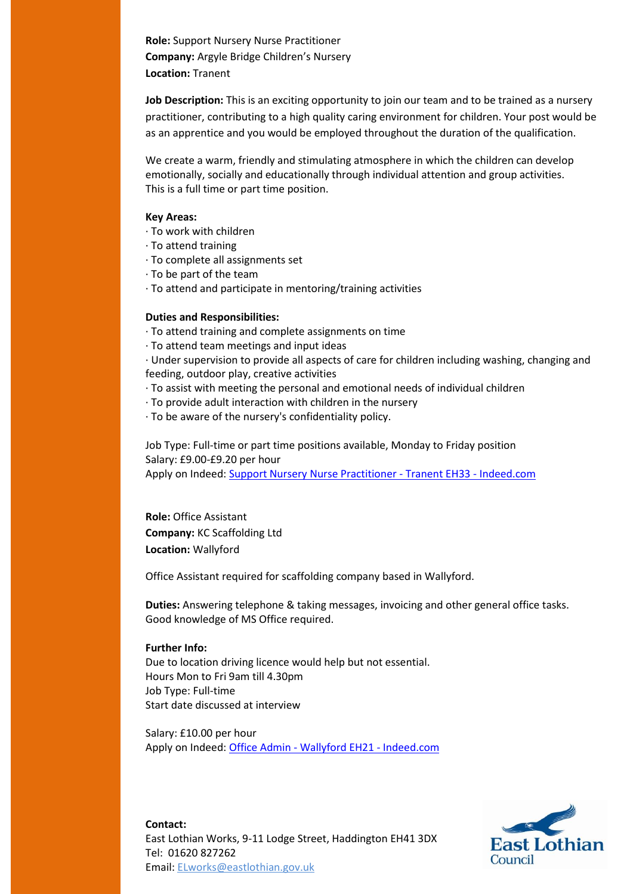**Role:** Support Nursery Nurse Practitioner
**Company:** Argyle Bridge Children's Nursery
**Location:** Tranent

**Job Description:** This is an exciting opportunity to join our team and to be trained as a nursery practitioner, contributing to a high quality caring environment for children. Your post would be as an apprentice and you would be employed throughout the duration of the qualification.

We create a warm, friendly and stimulating atmosphere in which the children can develop emotionally, socially and educationally through individual attention and group activities. This is a full time or part time position.

**Key Areas:**

· To work with children
· To attend training
· To complete all assignments set
· To be part of the team
· To attend and participate in mentoring/training activities

**Duties and Responsibilities:**

· To attend training and complete assignments on time
· To attend team meetings and input ideas
· Under supervision to provide all aspects of care for children including washing, changing and feeding, outdoor play, creative activities
· To assist with meeting the personal and emotional needs of individual children
· To provide adult interaction with children in the nursery
· To be aware of the nursery's confidentiality policy.

Job Type: Full-time or part time positions available, Monday to Friday position
Salary: £9.00-£9.20 per hour
Apply on Indeed: Support Nursery Nurse Practitioner - Tranent EH33 - Indeed.com

**Role:** Office Assistant
**Company:** KC Scaffolding Ltd
**Location:** Wallyford

Office Assistant required for scaffolding company based in Wallyford.

**Duties:** Answering telephone & taking messages, invoicing and other general office tasks. Good knowledge of MS Office required.

**Further Info:**
Due to location driving licence would help but not essential.
Hours Mon to Fri 9am till 4.30pm
Job Type: Full-time
Start date discussed at interview

Salary: £10.00 per hour
Apply on Indeed: Office Admin - Wallyford EH21 - Indeed.com

**Contact:**
East Lothian Works, 9-11 Lodge Street, Haddington EH41 3DX
Tel: 01620 827262
Email: ELworks@eastlothian.gov.uk

East Lothian Council